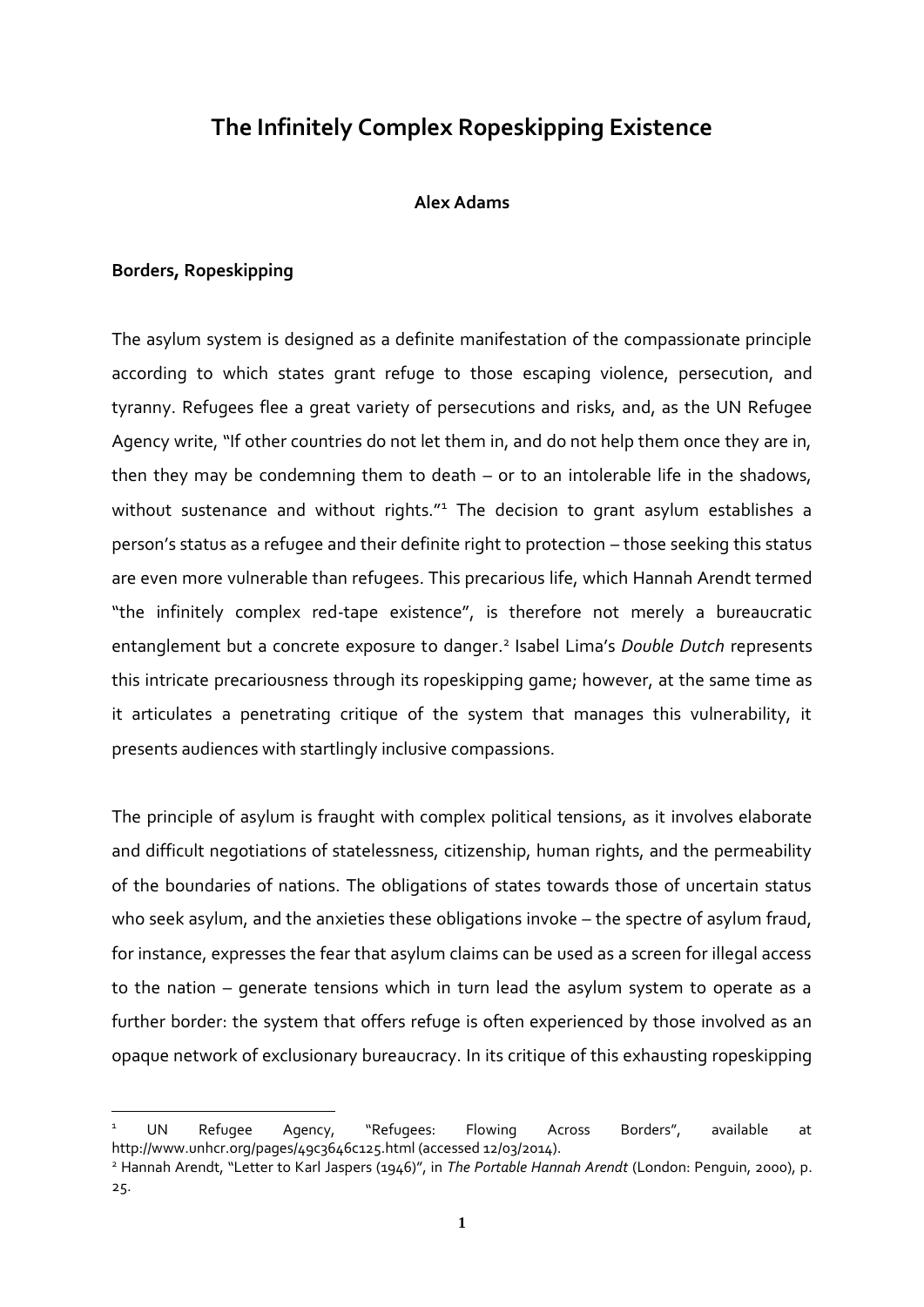# The Infinitely Complex Ropeskipping Existence

**Alex Adams**

## Borders, Ropeskipping

The asylum system is designed as a definite manifestation of the compassionate principle according to which states grant refuge to those escaping violence, persecution, and tyranny. Refugees flee a great variety of persecutions and risks, and, as the UN Refugee Agency write, "If other countries do not let them in, and do not help them once they are in, then they may be condemning them to death – or to an intolerable life in the shadows, without sustenance and without rights."[1] The decision to grant asylum establishes a person's status as a refugee and their definite right to protection – those seeking this status are even more vulnerable than refugees. This precarious life, which Hannah Arendt termed "the infinitely complex red-tape existence", is therefore not merely a bureaucratic entanglement but a concrete exposure to danger.[2] Isabel Lima's *Double Dutch* represents this intricate precariousness through its ropeskipping game; however, at the same time as it articulates a penetrating critique of the system that manages this vulnerability, it presents audiences with startlingly inclusive compassions.

The principle of asylum is fraught with complex political tensions, as it involves elaborate and difficult negotiations of statelessness, citizenship, human rights, and the permeability of the boundaries of nations. The obligations of states towards those of uncertain status who seek asylum, and the anxieties these obligations invoke – the spectre of asylum fraud, for instance, expresses the fear that asylum claims can be used as a screen for illegal access to the nation – generate tensions which in turn lead the asylum system to operate as a further border: the system that offers refuge is often experienced by those involved as an opaque network of exclusionary bureaucracy. In its critique of this exhausting ropeskipping

---

[1] UN Refugee Agency, "Refugees: Flowing Across Borders", available at http://www.unhcr.org/pages/49c3646c125.html (accessed 12/03/2014).

[2] Hannah Arendt, "Letter to Karl Jaspers (1946)", in *The Portable Hannah Arendt* (London: Penguin, 2000), p. 25.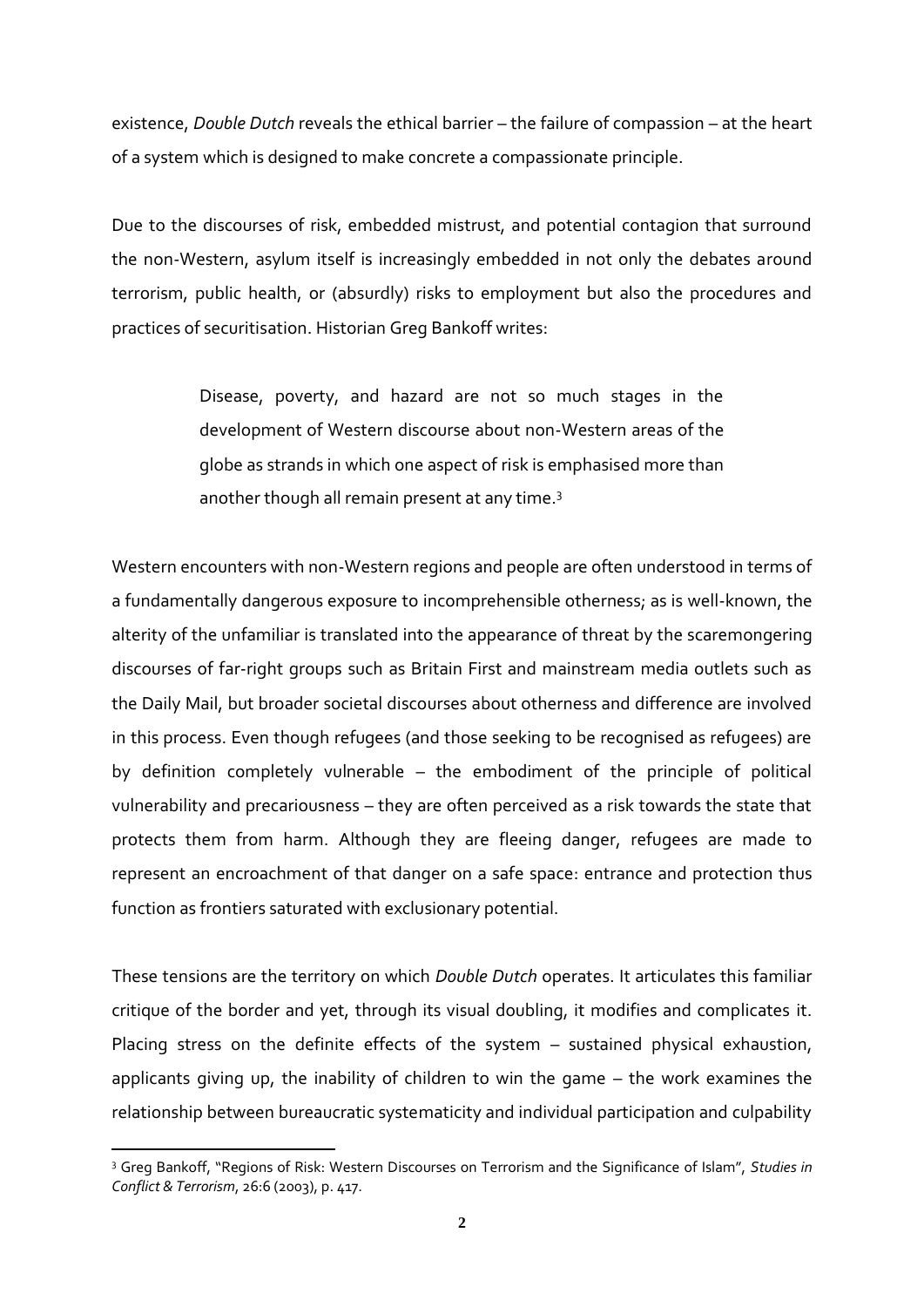existence, *Double Dutch* reveals the ethical barrier – the failure of compassion – at the heart of a system which is designed to make concrete a compassionate principle.

Due to the discourses of risk, embedded mistrust, and potential contagion that surround the non-Western, asylum itself is increasingly embedded in not only the debates around terrorism, public health, or (absurdly) risks to employment but also the procedures and practices of securitisation. Historian Greg Bankoff writes:

> Disease, poverty, and hazard are not so much stages in the development of Western discourse about non-Western areas of the globe as strands in which one aspect of risk is emphasised more than another though all remain present at any time.[3]

Western encounters with non-Western regions and people are often understood in terms of a fundamentally dangerous exposure to incomprehensible otherness; as is well-known, the alterity of the unfamiliar is translated into the appearance of threat by the scaremongering discourses of far-right groups such as Britain First and mainstream media outlets such as the Daily Mail, but broader societal discourses about otherness and difference are involved in this process. Even though refugees (and those seeking to be recognised as refugees) are by definition completely vulnerable – the embodiment of the principle of political vulnerability and precariousness – they are often perceived as a risk towards the state that protects them from harm. Although they are fleeing danger, refugees are made to represent an encroachment of that danger on a safe space: entrance and protection thus function as frontiers saturated with exclusionary potential.

These tensions are the territory on which *Double Dutch* operates. It articulates this familiar critique of the border and yet, through its visual doubling, it modifies and complicates it. Placing stress on the definite effects of the system – sustained physical exhaustion, applicants giving up, the inability of children to win the game – the work examines the relationship between bureaucratic systematicity and individual participation and culpability

---

[3] Greg Bankoff, "Regions of Risk: Western Discourses on Terrorism and the Significance of Islam", *Studies in Conflict & Terrorism*, 26:6 (2003), p. 417.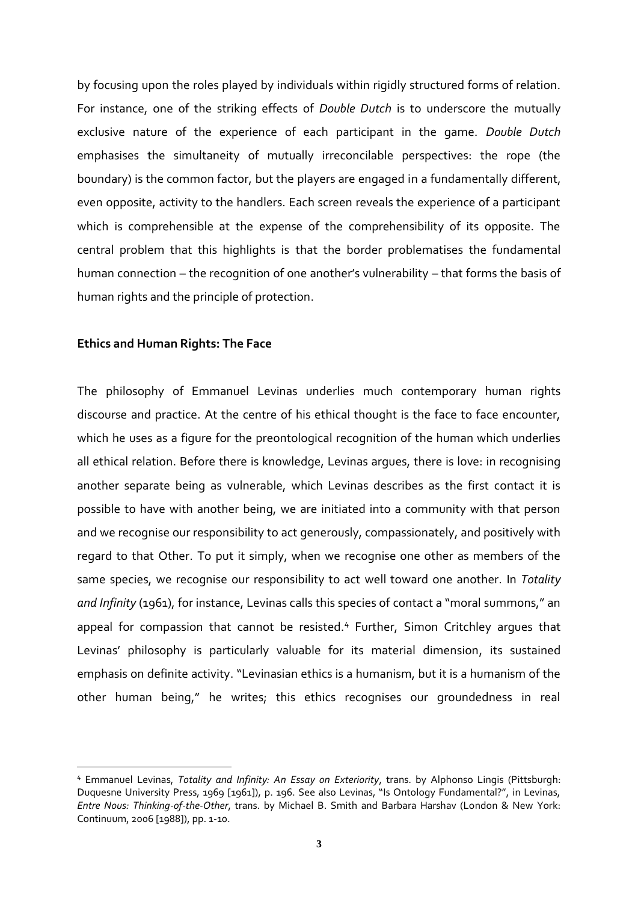by focusing upon the roles played by individuals within rigidly structured forms of relation. For instance, one of the striking effects of *Double Dutch* is to underscore the mutually exclusive nature of the experience of each participant in the game. *Double Dutch* emphasises the simultaneity of mutually irreconcilable perspectives: the rope (the boundary) is the common factor, but the players are engaged in a fundamentally different, even opposite, activity to the handlers. Each screen reveals the experience of a participant which is comprehensible at the expense of the comprehensibility of its opposite. The central problem that this highlights is that the border problematises the fundamental human connection – the recognition of one another's vulnerability – that forms the basis of human rights and the principle of protection.

**Ethics and Human Rights: The Face**

The philosophy of Emmanuel Levinas underlies much contemporary human rights discourse and practice. At the centre of his ethical thought is the face to face encounter, which he uses as a figure for the preontological recognition of the human which underlies all ethical relation. Before there is knowledge, Levinas argues, there is love: in recognising another separate being as vulnerable, which Levinas describes as the first contact it is possible to have with another being, we are initiated into a community with that person and we recognise our responsibility to act generously, compassionately, and positively with regard to that Other. To put it simply, when we recognise one other as members of the same species, we recognise our responsibility to act well toward one another. In *Totality and Infinity* (1961), for instance, Levinas calls this species of contact a "moral summons," an appeal for compassion that cannot be resisted.[4] Further, Simon Critchley argues that Levinas' philosophy is particularly valuable for its material dimension, its sustained emphasis on definite activity. "Levinasian ethics is a humanism, but it is a humanism of the other human being," he writes; this ethics recognises our groundedness in real

[4] Emmanuel Levinas, *Totality and Infinity: An Essay on Exteriority*, trans. by Alphonso Lingis (Pittsburgh: Duquesne University Press, 1969 [1961]), p. 196. See also Levinas, "Is Ontology Fundamental?", in Levinas, *Entre Nous: Thinking-of-the-Other*, trans. by Michael B. Smith and Barbara Harshav (London & New York: Continuum, 2006 [1988]), pp. 1-10.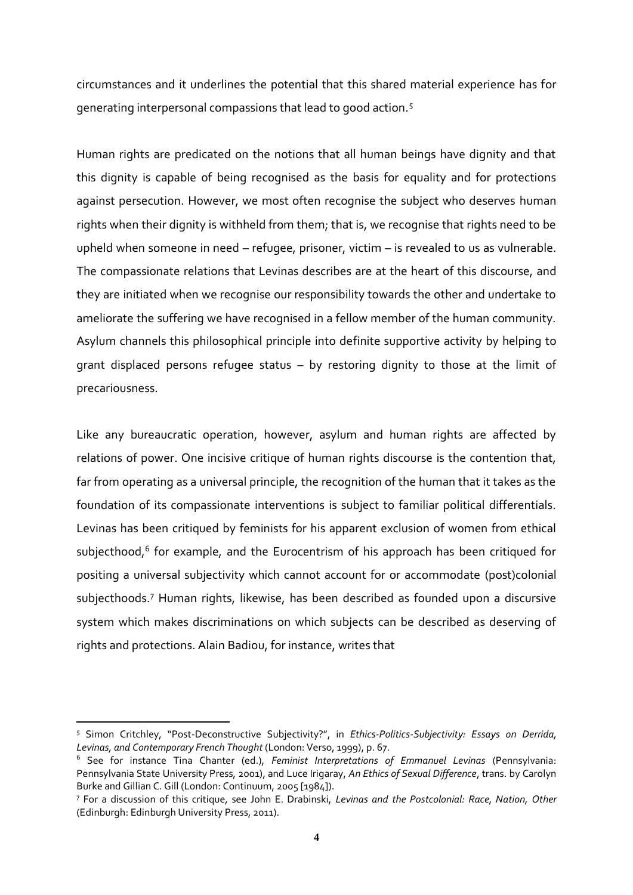circumstances and it underlines the potential that this shared material experience has for generating interpersonal compassions that lead to good action.[5]

Human rights are predicated on the notions that all human beings have dignity and that this dignity is capable of being recognised as the basis for equality and for protections against persecution. However, we most often recognise the subject who deserves human rights when their dignity is withheld from them; that is, we recognise that rights need to be upheld when someone in need – refugee, prisoner, victim – is revealed to us as vulnerable. The compassionate relations that Levinas describes are at the heart of this discourse, and they are initiated when we recognise our responsibility towards the other and undertake to ameliorate the suffering we have recognised in a fellow member of the human community. Asylum channels this philosophical principle into definite supportive activity by helping to grant displaced persons refugee status – by restoring dignity to those at the limit of precariousness.

Like any bureaucratic operation, however, asylum and human rights are affected by relations of power. One incisive critique of human rights discourse is the contention that, far from operating as a universal principle, the recognition of the human that it takes as the foundation of its compassionate interventions is subject to familiar political differentials. Levinas has been critiqued by feminists for his apparent exclusion of women from ethical subjecthood,[6] for example, and the Eurocentrism of his approach has been critiqued for positing a universal subjectivity which cannot account for or accommodate (post)colonial subjecthoods.[7] Human rights, likewise, has been described as founded upon a discursive system which makes discriminations on which subjects can be described as deserving of rights and protections. Alain Badiou, for instance, writes that

---

[5] Simon Critchley, "Post-Deconstructive Subjectivity?", in *Ethics-Politics-Subjectivity: Essays on Derrida, Levinas, and Contemporary French Thought* (London: Verso, 1999), p. 67.

[6] See for instance Tina Chanter (ed.), *Feminist Interpretations of Emmanuel Levinas* (Pennsylvania: Pennsylvania State University Press, 2001), and Luce Irigaray, *An Ethics of Sexual Difference*, trans. by Carolyn Burke and Gillian C. Gill (London: Continuum, 2005 [1984]).

[7] For a discussion of this critique, see John E. Drabinski, *Levinas and the Postcolonial: Race, Nation, Other* (Edinburgh: Edinburgh University Press, 2011).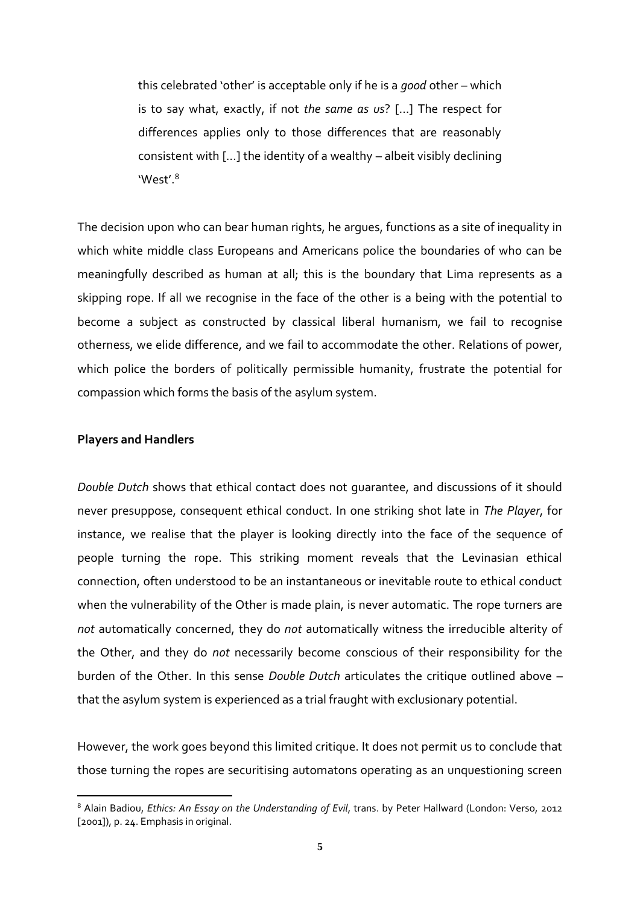> this celebrated 'other' is acceptable only if he is a *good* other – which is to say what, exactly, if not *the same as us*? [...] The respect for differences applies only to those differences that are reasonably consistent with [...] the identity of a wealthy – albeit visibly declining 'West'.[8]

The decision upon who can bear human rights, he argues, functions as a site of inequality in which white middle class Europeans and Americans police the boundaries of who can be meaningfully described as human at all; this is the boundary that Lima represents as a skipping rope. If all we recognise in the face of the other is a being with the potential to become a subject as constructed by classical liberal humanism, we fail to recognise otherness, we elide difference, and we fail to accommodate the other. Relations of power, which police the borders of politically permissible humanity, frustrate the potential for compassion which forms the basis of the asylum system.

**Players and Handlers**

*Double Dutch* shows that ethical contact does not guarantee, and discussions of it should never presuppose, consequent ethical conduct. In one striking shot late in *The Player*, for instance, we realise that the player is looking directly into the face of the sequence of people turning the rope. This striking moment reveals that the Levinasian ethical connection, often understood to be an instantaneous or inevitable route to ethical conduct when the vulnerability of the Other is made plain, is never automatic. The rope turners are *not* automatically concerned, they do *not* automatically witness the irreducible alterity of the Other, and they do *not* necessarily become conscious of their responsibility for the burden of the Other. In this sense *Double Dutch* articulates the critique outlined above – that the asylum system is experienced as a trial fraught with exclusionary potential.

However, the work goes beyond this limited critique. It does not permit us to conclude that those turning the ropes are securitising automatons operating as an unquestioning screen

---

[8] Alain Badiou, *Ethics: An Essay on the Understanding of Evil*, trans. by Peter Hallward (London: Verso, 2012 [2001]), p. 24. Emphasis in original.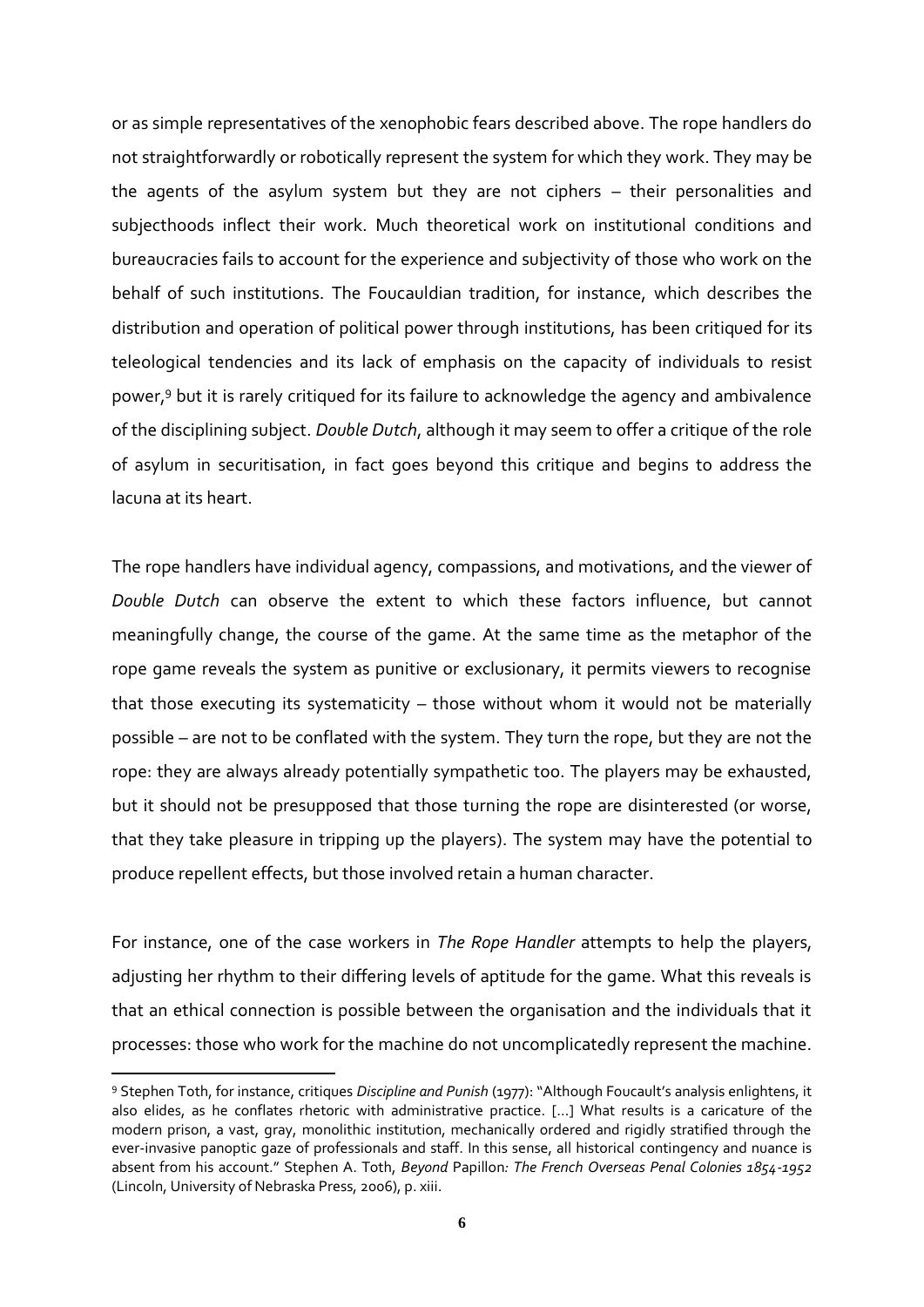or as simple representatives of the xenophobic fears described above. The rope handlers do not straightforwardly or robotically represent the system for which they work. They may be the agents of the asylum system but they are not ciphers – their personalities and subjecthoods inflect their work. Much theoretical work on institutional conditions and bureaucracies fails to account for the experience and subjectivity of those who work on the behalf of such institutions. The Foucauldian tradition, for instance, which describes the distribution and operation of political power through institutions, has been critiqued for its teleological tendencies and its lack of emphasis on the capacity of individuals to resist power,[9] but it is rarely critiqued for its failure to acknowledge the agency and ambivalence of the disciplining subject. *Double Dutch*, although it may seem to offer a critique of the role of asylum in securitisation, in fact goes beyond this critique and begins to address the lacuna at its heart.

The rope handlers have individual agency, compassions, and motivations, and the viewer of *Double Dutch* can observe the extent to which these factors influence, but cannot meaningfully change, the course of the game. At the same time as the metaphor of the rope game reveals the system as punitive or exclusionary, it permits viewers to recognise that those executing its systematicity – those without whom it would not be materially possible – are not to be conflated with the system. They turn the rope, but they are not the rope: they are always already potentially sympathetic too. The players may be exhausted, but it should not be presupposed that those turning the rope are disinterested (or worse, that they take pleasure in tripping up the players). The system may have the potential to produce repellent effects, but those involved retain a human character.

For instance, one of the case workers in *The Rope Handler* attempts to help the players, adjusting her rhythm to their differing levels of aptitude for the game. What this reveals is that an ethical connection is possible between the organisation and the individuals that it processes: those who work for the machine do not uncomplicatedly represent the machine.

[9] Stephen Toth, for instance, critiques *Discipline and Punish* (1977): "Although Foucault's analysis enlightens, it also elides, as he conflates rhetoric with administrative practice. [...] What results is a caricature of the modern prison, a vast, gray, monolithic institution, mechanically ordered and rigidly stratified through the ever-invasive panoptic gaze of professionals and staff. In this sense, all historical contingency and nuance is absent from his account." Stephen A. Toth, *Beyond* Papillon*: The French Overseas Penal Colonies 1854-1952* (Lincoln, University of Nebraska Press, 2006), p. xiii.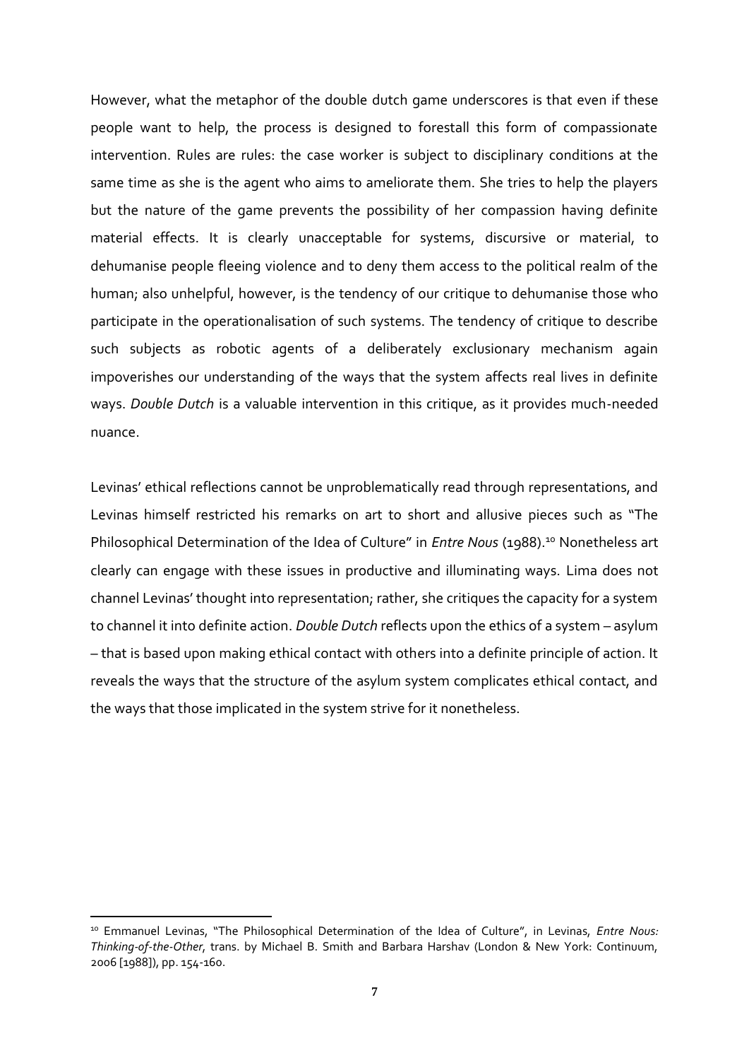However, what the metaphor of the double dutch game underscores is that even if these people want to help, the process is designed to forestall this form of compassionate intervention. Rules are rules: the case worker is subject to disciplinary conditions at the same time as she is the agent who aims to ameliorate them. She tries to help the players but the nature of the game prevents the possibility of her compassion having definite material effects. It is clearly unacceptable for systems, discursive or material, to dehumanise people fleeing violence and to deny them access to the political realm of the human; also unhelpful, however, is the tendency of our critique to dehumanise those who participate in the operationalisation of such systems. The tendency of critique to describe such subjects as robotic agents of a deliberately exclusionary mechanism again impoverishes our understanding of the ways that the system affects real lives in definite ways. *Double Dutch* is a valuable intervention in this critique, as it provides much-needed nuance.

Levinas' ethical reflections cannot be unproblematically read through representations, and Levinas himself restricted his remarks on art to short and allusive pieces such as "The Philosophical Determination of the Idea of Culture" in *Entre Nous* (1988).[10] Nonetheless art clearly can engage with these issues in productive and illuminating ways. Lima does not channel Levinas' thought into representation; rather, she critiques the capacity for a system to channel it into definite action. *Double Dutch* reflects upon the ethics of a system – asylum – that is based upon making ethical contact with others into a definite principle of action. It reveals the ways that the structure of the asylum system complicates ethical contact, and the ways that those implicated in the system strive for it nonetheless.

[10] Emmanuel Levinas, "The Philosophical Determination of the Idea of Culture", in Levinas, *Entre Nous: Thinking-of-the-Other*, trans. by Michael B. Smith and Barbara Harshav (London & New York: Continuum, 2006 [1988]), pp. 154-160.